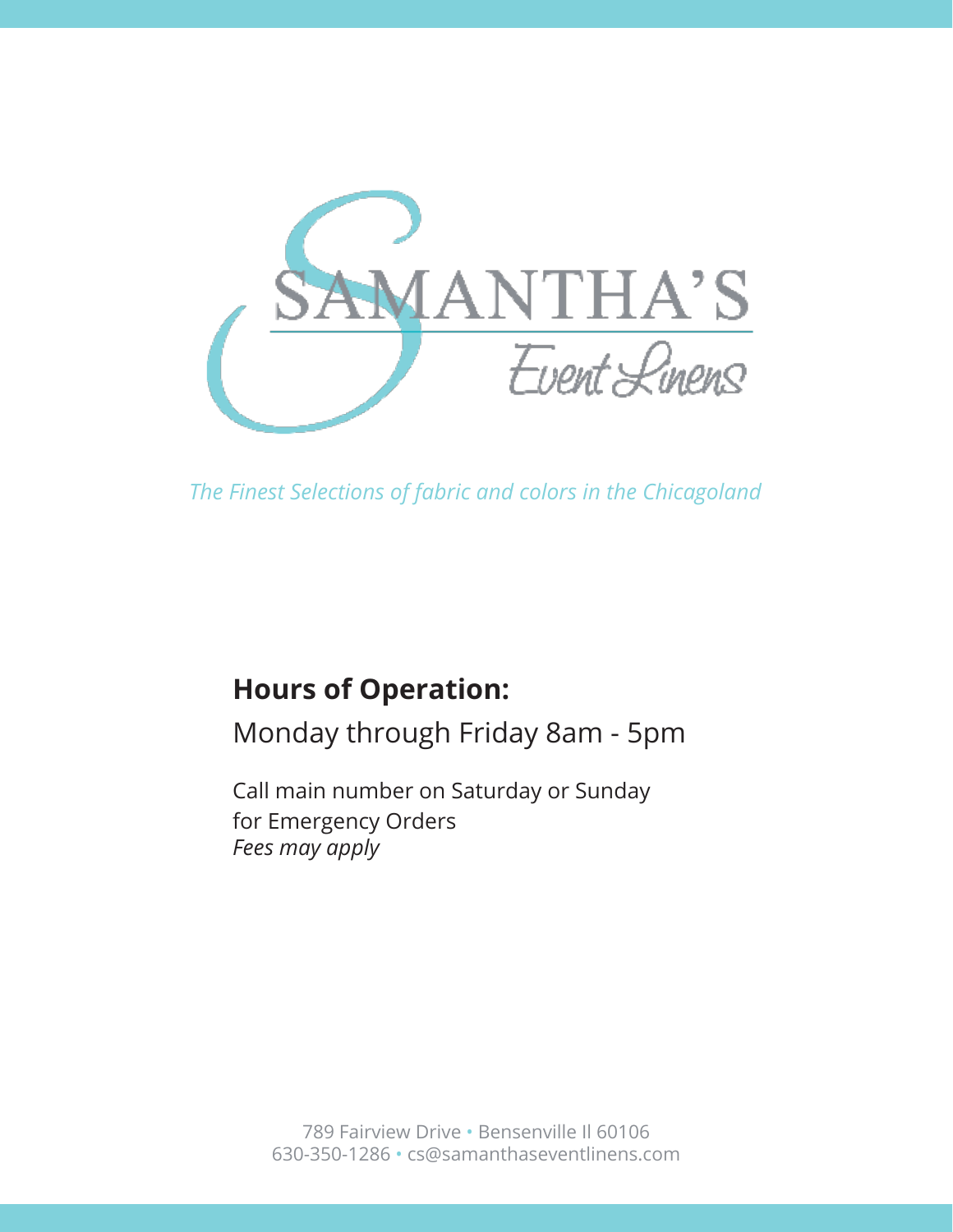# SAMANTHA'S

Event Linens

*The Finest Selections of fabric and colors in the Chicagoland*

**Hours of Operation:**

Monday through Friday 8am - 5pm

Call main number on Saturday or Sunday
for Emergency Orders
*Fees may apply*

789 Fairview Drive • Bensenville Il 60106
630-350-1286 • cs@samanthaseventlinens.com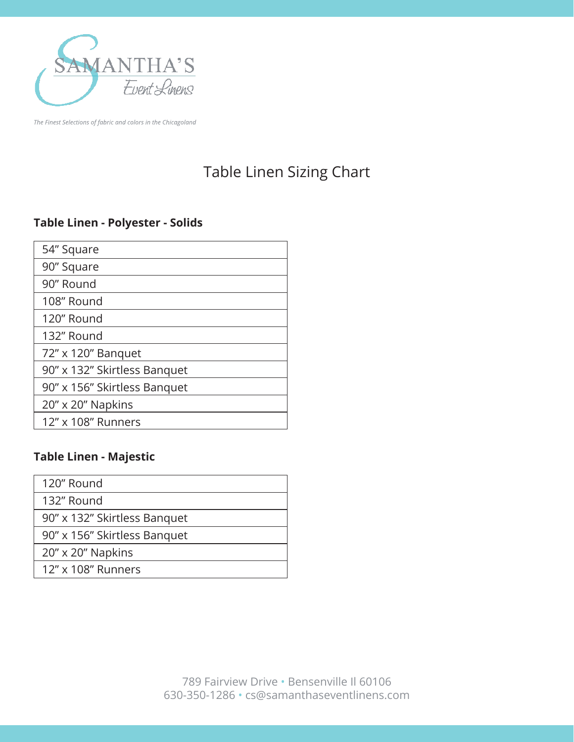SAMANTHA'S
Event Linens

*The Finest Selections of fabric and colors in the Chicagoland*

# Table Linen Sizing Chart

**Table Linen - Polyester - Solids**

| 54" Square |
|---|
| 90" Square |
| 90" Round |
| 108" Round |
| 120" Round |
| 132" Round |
| 72" x 120" Banquet |
| 90" x 132" Skirtless Banquet |
| 90" x 156" Skirtless Banquet |
| 20" x 20" Napkins |
| 12" x 108" Runners |

**Table Linen - Majestic**

| 120" Round |
|---|
| 132" Round |
| 90" x 132" Skirtless Banquet |
| 90" x 156" Skirtless Banquet |
| 20" x 20" Napkins |
| 12" x 108" Runners |

789 Fairview Drive • Bensenville Il 60106
630-350-1286 • cs@samanthaseventlinens.com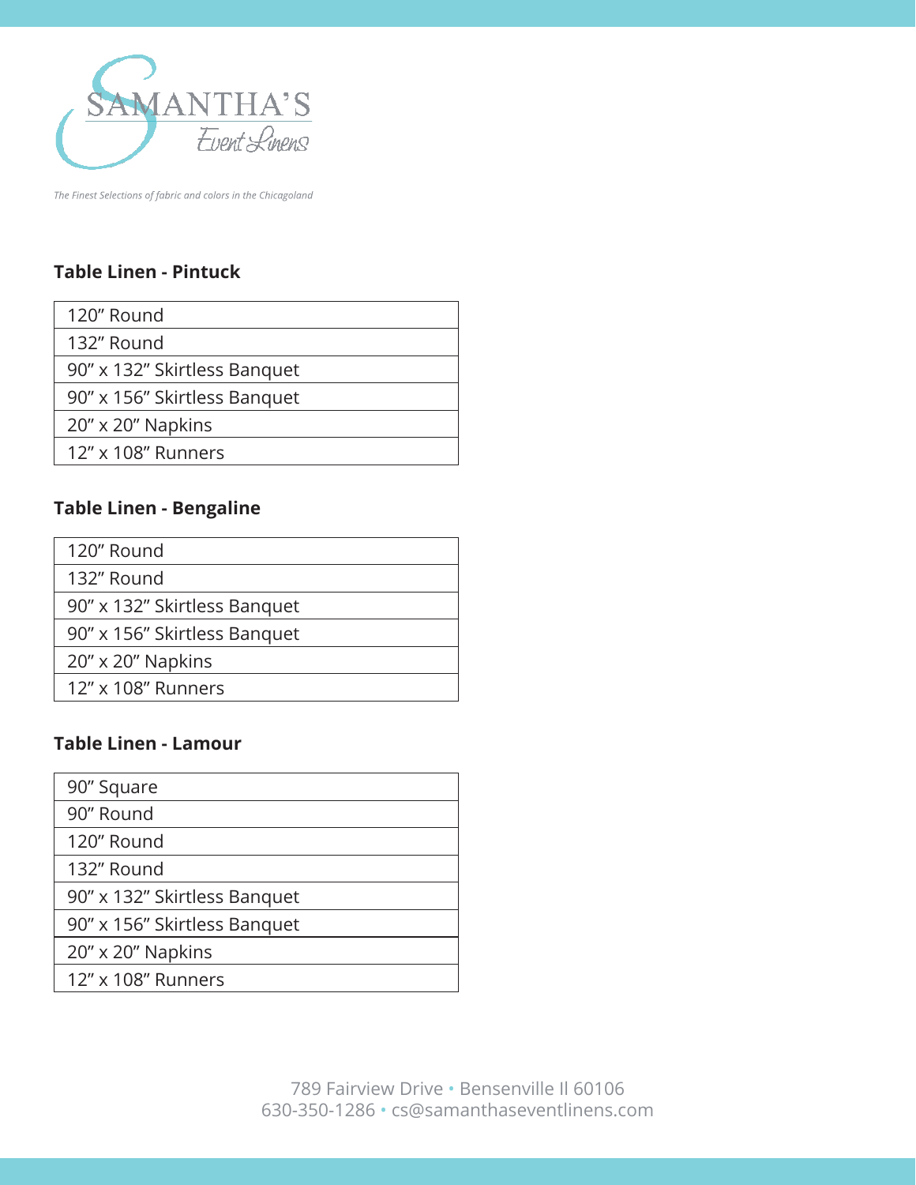SAMANTHA'S Event Linens

*The Finest Selections of fabric and colors in the Chicagoland*

**Table Linen - Pintuck**

| 120" Round |
|---|
| 132" Round |
| 90" x 132" Skirtless Banquet |
| 90" x 156" Skirtless Banquet |
| 20" x 20" Napkins |
| 12" x 108" Runners |

**Table Linen - Bengaline**

| 120" Round |
|---|
| 132" Round |
| 90" x 132" Skirtless Banquet |
| 90" x 156" Skirtless Banquet |
| 20" x 20" Napkins |
| 12" x 108" Runners |

**Table Linen - Lamour**

| 90" Square |
|---|
| 90" Round |
| 120" Round |
| 132" Round |
| 90" x 132" Skirtless Banquet |
| 90" x 156" Skirtless Banquet |
| 20" x 20" Napkins |
| 12" x 108" Runners |

789 Fairview Drive • Bensenville Il 60106
630-350-1286 • cs@samanthaseventlinens.com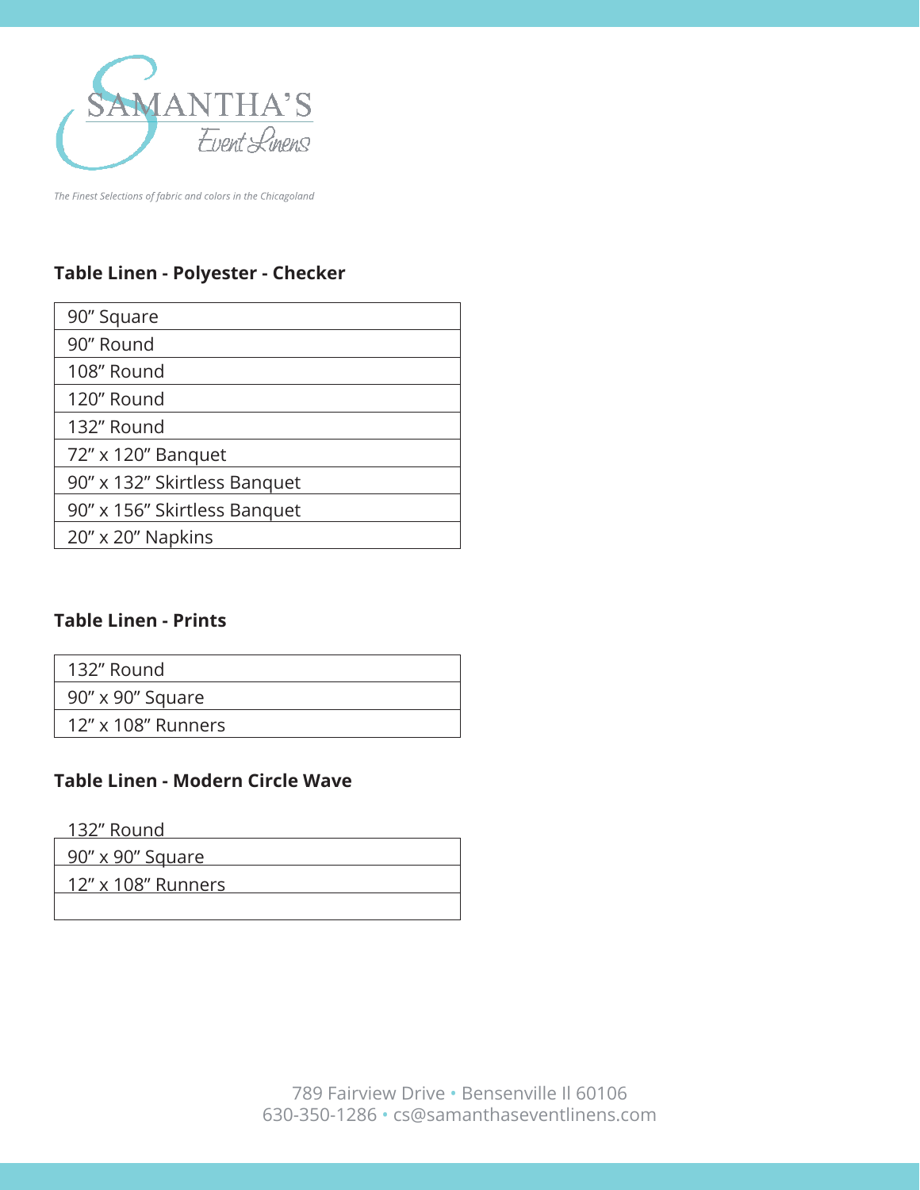# SAMANTHA'S Event Linens

*The Finest Selections of fabric and colors in the Chicagoland*

## Table Linen - Polyester - Checker

| 90" Square |
|---|
| 90" Round |
| 108" Round |
| 120" Round |
| 132" Round |
| 72" x 120" Banquet |
| 90" x 132" Skirtless Banquet |
| 90" x 156" Skirtless Banquet |
| 20" x 20" Napkins |

## Table Linen - Prints

| 132" Round |
|---|
| 90" x 90" Square |
| 12" x 108" Runners |

## Table Linen - Modern Circle Wave

| 132" Round |
|---|
| 90" x 90" Square |
| 12" x 108" Runners |
| |

789 Fairview Drive • Bensenville Il 60106
630-350-1286 • cs@samanthaseventlinens.com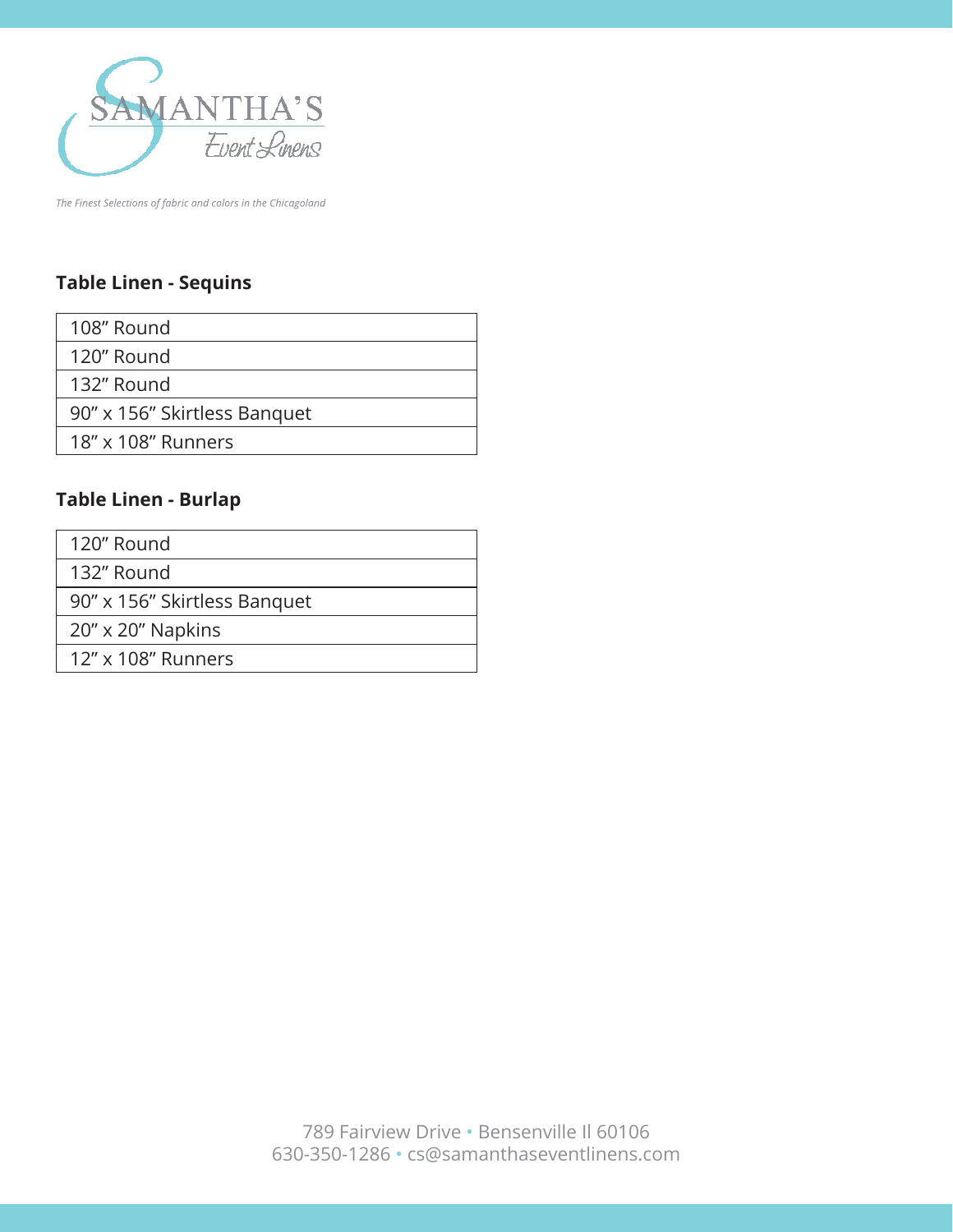SAMANTHA'S
Event Linens

*The Finest Selections of fabric and colors in the Chicagoland*

**Table Linen - Sequins**

| |
|---|
| 108" Round |
| 120" Round |
| 132" Round |
| 90" x 156" Skirtless Banquet |
| 18" x 108" Runners |

**Table Linen - Burlap**

| |
|---|
| 120" Round |
| 132" Round |
| 90" x 156" Skirtless Banquet |
| 20" x 20" Napkins |
| 12" x 108" Runners |

789 Fairview Drive • Bensenville Il 60106
630-350-1286 • cs@samanthaseventlinens.com